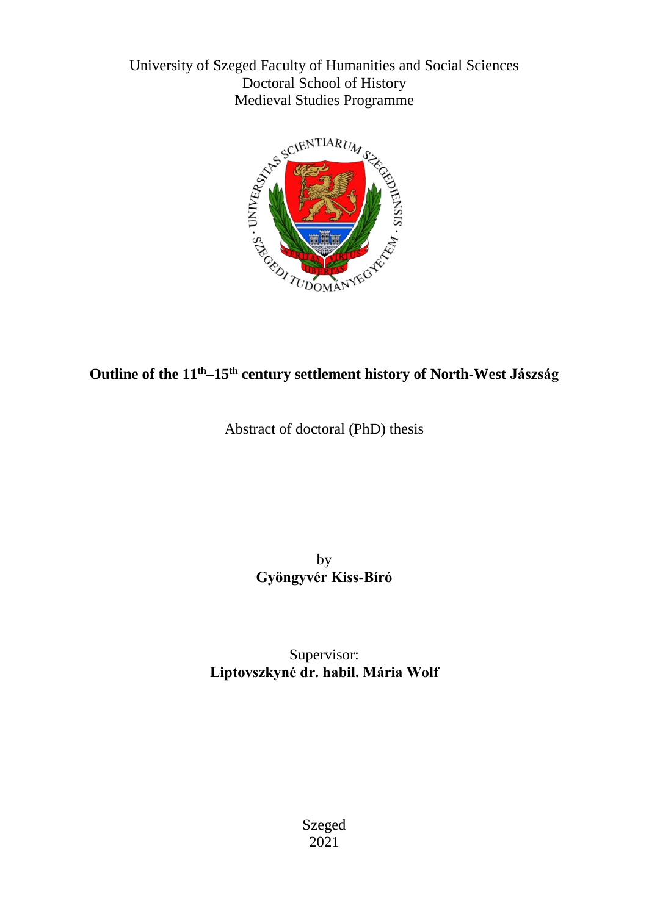University of Szeged Faculty of Humanities and Social Sciences
Doctoral School of History
Medieval Studies Programme

# Outline of the 11th–15th century settlement history of North-West Jászság

Abstract of doctoral (PhD) thesis

by
**Gyöngyvér Kiss-Bíró**

Supervisor:
**Liptovszkyné dr. habil. Mária Wolf**

Szeged
2021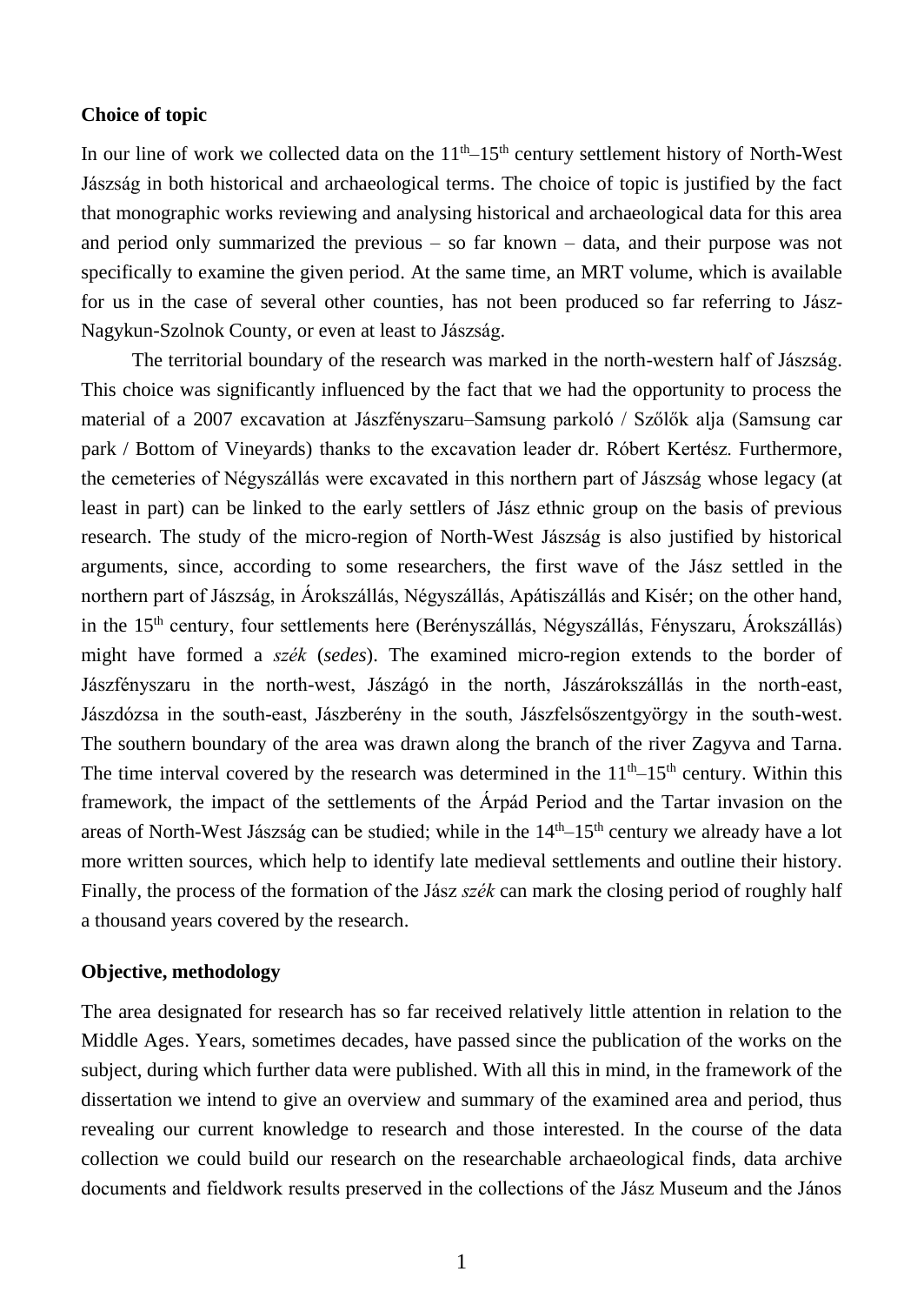**Choice of topic**

In our line of work we collected data on the $11^{th}$–$15^{th}$ century settlement history of North-West Jászság in both historical and archaeological terms. The choice of topic is justified by the fact that monographic works reviewing and analysing historical and archaeological data for this area and period only summarized the previous – so far known – data, and their purpose was not specifically to examine the given period. At the same time, an MRT volume, which is available for us in the case of several other counties, has not been produced so far referring to Jász-Nagykun-Szolnok County, or even at least to Jászság.

The territorial boundary of the research was marked in the north-western half of Jászság. This choice was significantly influenced by the fact that we had the opportunity to process the material of a 2007 excavation at Jászfényszaru–Samsung parkoló / Szőlők alja (Samsung car park / Bottom of Vineyards) thanks to the excavation leader dr. Róbert Kertész. Furthermore, the cemeteries of Négyszállás were excavated in this northern part of Jászság whose legacy (at least in part) can be linked to the early settlers of Jász ethnic group on the basis of previous research. The study of the micro-region of North-West Jászság is also justified by historical arguments, since, according to some researchers, the first wave of the Jász settled in the northern part of Jászság, in Árokszállás, Négyszállás, Apátiszállás and Kisér; on the other hand, in the $15^{th}$ century, four settlements here (Berényszállás, Négyszállás, Fényszaru, Árokszállás) might have formed a *szék* (*sedes*). The examined micro-region extends to the border of Jászfényszaru in the north-west, Jászágó in the north, Jászárokszállás in the north-east, Jászdózsa in the south-east, Jászberény in the south, Jászfelsőszentgyörgy in the south-west. The southern boundary of the area was drawn along the branch of the river Zagyva and Tarna. The time interval covered by the research was determined in the $11^{th}$–$15^{th}$ century. Within this framework, the impact of the settlements of the Árpád Period and the Tartar invasion on the areas of North-West Jászság can be studied; while in the $14^{th}$–$15^{th}$ century we already have a lot more written sources, which help to identify late medieval settlements and outline their history. Finally, the process of the formation of the Jász *szék* can mark the closing period of roughly half a thousand years covered by the research.

**Objective, methodology**

The area designated for research has so far received relatively little attention in relation to the Middle Ages. Years, sometimes decades, have passed since the publication of the works on the subject, during which further data were published. With all this in mind, in the framework of the dissertation we intend to give an overview and summary of the examined area and period, thus revealing our current knowledge to research and those interested. In the course of the data collection we could build our research on the researchable archaeological finds, data archive documents and fieldwork results preserved in the collections of the Jász Museum and the János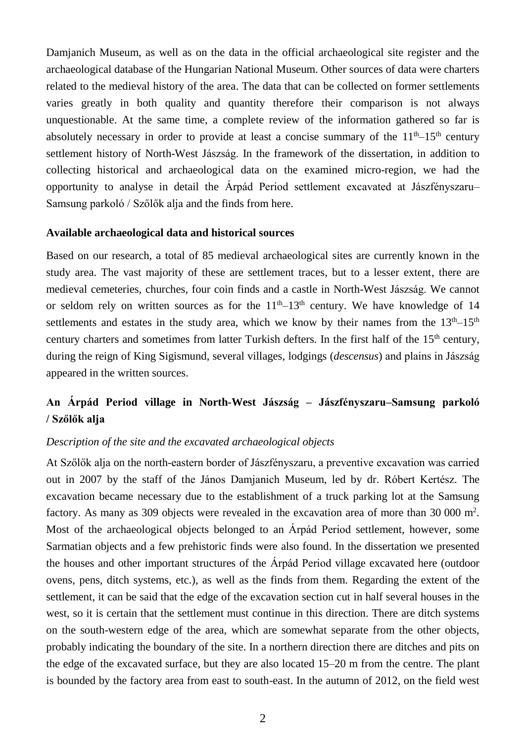Damjanich Museum, as well as on the data in the official archaeological site register and the archaeological database of the Hungarian National Museum. Other sources of data were charters related to the medieval history of the area. The data that can be collected on former settlements varies greatly in both quality and quantity therefore their comparison is not always unquestionable. At the same time, a complete review of the information gathered so far is absolutely necessary in order to provide at least a concise summary of the 11th–15th century settlement history of North-West Jászság. In the framework of the dissertation, in addition to collecting historical and archaeological data on the examined micro-region, we had the opportunity to analyse in detail the Árpád Period settlement excavated at Jászfényszaru–Samsung parkoló / Szőlők alja and the finds from here.

**Available archaeological data and historical sources**

Based on our research, a total of 85 medieval archaeological sites are currently known in the study area. The vast majority of these are settlement traces, but to a lesser extent, there are medieval cemeteries, churches, four coin finds and a castle in North-West Jászság. We cannot or seldom rely on written sources as for the 11th–13th century. We have knowledge of 14 settlements and estates in the study area, which we know by their names from the 13th–15th century charters and sometimes from latter Turkish defters. In the first half of the 15th century, during the reign of King Sigismund, several villages, lodgings (*descensus*) and plains in Jászság appeared in the written sources.

## An Árpád Period village in North-West Jászság – Jászfényszaru–Samsung parkoló / Szőlők alja

*Description of the site and the excavated archaeological objects*

At Szőlők alja on the north-eastern border of Jászfényszaru, a preventive excavation was carried out in 2007 by the staff of the János Damjanich Museum, led by dr. Róbert Kertész. The excavation became necessary due to the establishment of a truck parking lot at the Samsung factory. As many as 309 objects were revealed in the excavation area of more than 30 000 m$^2$. Most of the archaeological objects belonged to an Árpád Period settlement, however, some Sarmatian objects and a few prehistoric finds were also found. In the dissertation we presented the houses and other important structures of the Árpád Period village excavated here (outdoor ovens, pens, ditch systems, etc.), as well as the finds from them. Regarding the extent of the settlement, it can be said that the edge of the excavation section cut in half several houses in the west, so it is certain that the settlement must continue in this direction. There are ditch systems on the south-western edge of the area, which are somewhat separate from the other objects, probably indicating the boundary of the site. In a northern direction there are ditches and pits on the edge of the excavated surface, but they are also located 15–20 m from the centre. The plant is bounded by the factory area from east to south-east. In the autumn of 2012, on the field west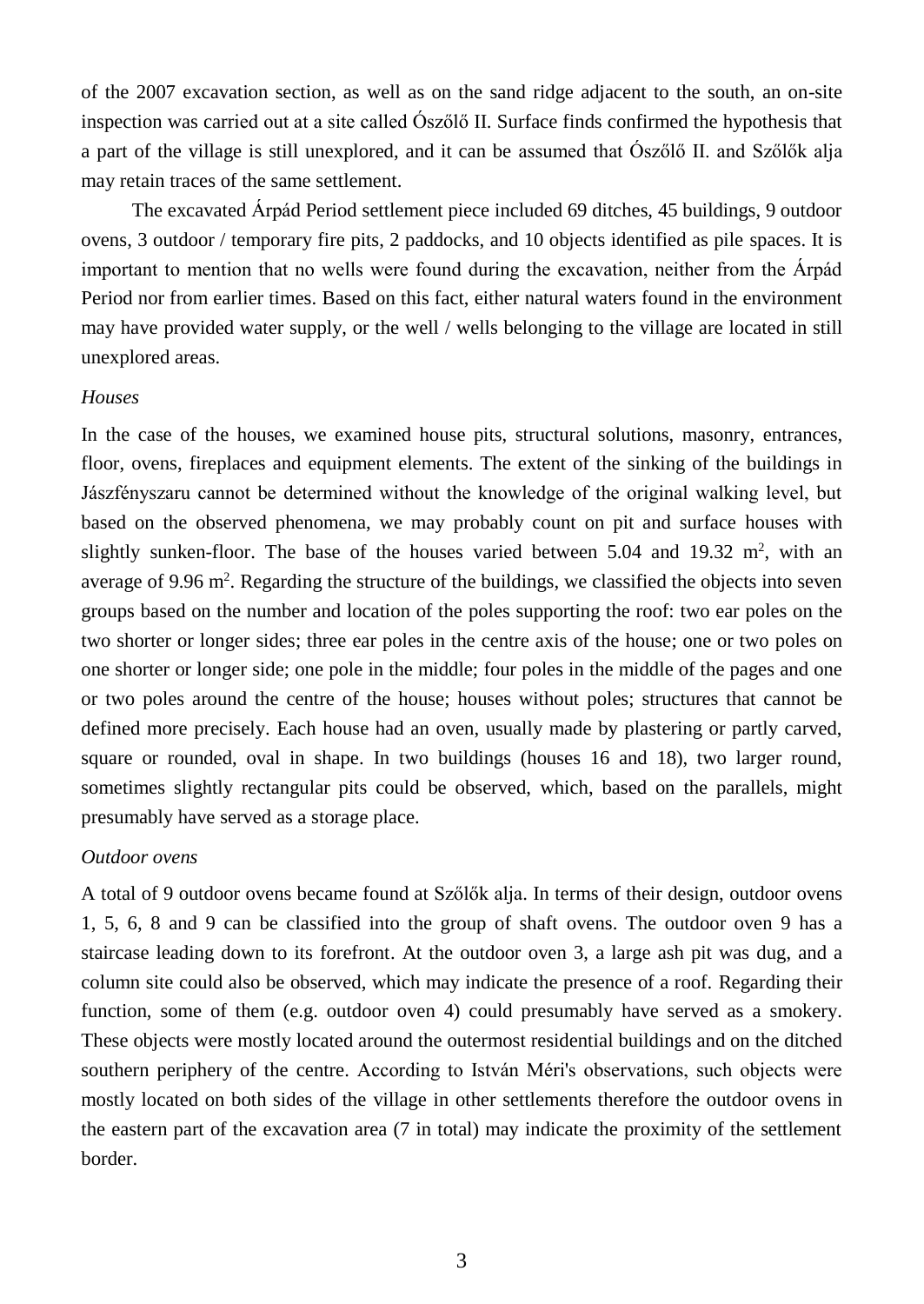of the 2007 excavation section, as well as on the sand ridge adjacent to the south, an on-site inspection was carried out at a site called Ószőlő II. Surface finds confirmed the hypothesis that a part of the village is still unexplored, and it can be assumed that Ószőlő II. and Szőlők alja may retain traces of the same settlement.

The excavated Árpád Period settlement piece included 69 ditches, 45 buildings, 9 outdoor ovens, 3 outdoor / temporary fire pits, 2 paddocks, and 10 objects identified as pile spaces. It is important to mention that no wells were found during the excavation, neither from the Árpád Period nor from earlier times. Based on this fact, either natural waters found in the environment may have provided water supply, or the well / wells belonging to the village are located in still unexplored areas.

*Houses*

In the case of the houses, we examined house pits, structural solutions, masonry, entrances, floor, ovens, fireplaces and equipment elements. The extent of the sinking of the buildings in Jászfényszaru cannot be determined without the knowledge of the original walking level, but based on the observed phenomena, we may probably count on pit and surface houses with slightly sunken-floor. The base of the houses varied between 5.04 and 19.32 m$^2$, with an average of 9.96 m$^2$. Regarding the structure of the buildings, we classified the objects into seven groups based on the number and location of the poles supporting the roof: two ear poles on the two shorter or longer sides; three ear poles in the centre axis of the house; one or two poles on one shorter or longer side; one pole in the middle; four poles in the middle of the pages and one or two poles around the centre of the house; houses without poles; structures that cannot be defined more precisely. Each house had an oven, usually made by plastering or partly carved, square or rounded, oval in shape. In two buildings (houses 16 and 18), two larger round, sometimes slightly rectangular pits could be observed, which, based on the parallels, might presumably have served as a storage place.

*Outdoor ovens*

A total of 9 outdoor ovens became found at Szőlők alja. In terms of their design, outdoor ovens 1, 5, 6, 8 and 9 can be classified into the group of shaft ovens. The outdoor oven 9 has a staircase leading down to its forefront. At the outdoor oven 3, a large ash pit was dug, and a column site could also be observed, which may indicate the presence of a roof. Regarding their function, some of them (e.g. outdoor oven 4) could presumably have served as a smokery. These objects were mostly located around the outermost residential buildings and on the ditched southern periphery of the centre. According to István Méri's observations, such objects were mostly located on both sides of the village in other settlements therefore the outdoor ovens in the eastern part of the excavation area (7 in total) may indicate the proximity of the settlement border.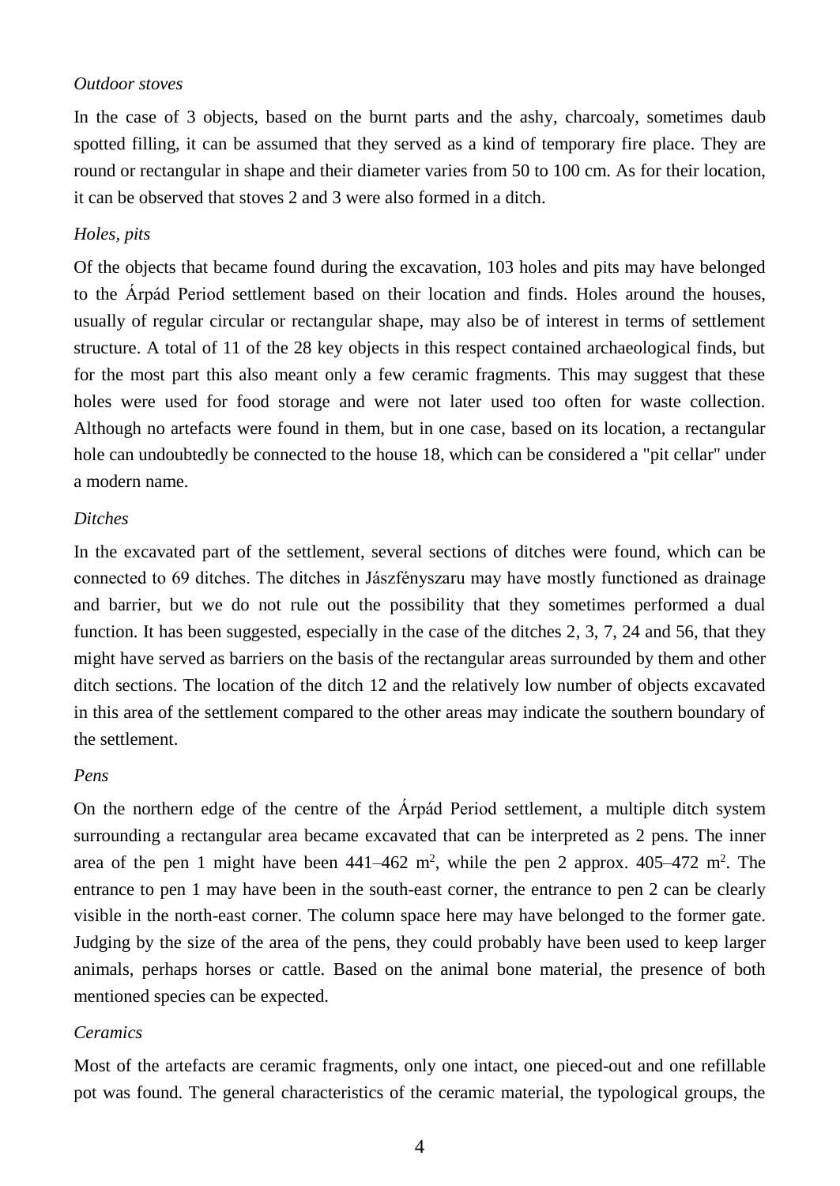*Outdoor stoves*

In the case of 3 objects, based on the burnt parts and the ashy, charcoaly, sometimes daub spotted filling, it can be assumed that they served as a kind of temporary fire place. They are round or rectangular in shape and their diameter varies from 50 to 100 cm. As for their location, it can be observed that stoves 2 and 3 were also formed in a ditch.

*Holes, pits*

Of the objects that became found during the excavation, 103 holes and pits may have belonged to the Árpád Period settlement based on their location and finds. Holes around the houses, usually of regular circular or rectangular shape, may also be of interest in terms of settlement structure. A total of 11 of the 28 key objects in this respect contained archaeological finds, but for the most part this also meant only a few ceramic fragments. This may suggest that these holes were used for food storage and were not later used too often for waste collection. Although no artefacts were found in them, but in one case, based on its location, a rectangular hole can undoubtedly be connected to the house 18, which can be considered a "pit cellar" under a modern name.

*Ditches*

In the excavated part of the settlement, several sections of ditches were found, which can be connected to 69 ditches. The ditches in Jászfényszaru may have mostly functioned as drainage and barrier, but we do not rule out the possibility that they sometimes performed a dual function. It has been suggested, especially in the case of the ditches 2, 3, 7, 24 and 56, that they might have served as barriers on the basis of the rectangular areas surrounded by them and other ditch sections. The location of the ditch 12 and the relatively low number of objects excavated in this area of the settlement compared to the other areas may indicate the southern boundary of the settlement.

*Pens*

On the northern edge of the centre of the Árpád Period settlement, a multiple ditch system surrounding a rectangular area became excavated that can be interpreted as 2 pens. The inner area of the pen 1 might have been 441–462 $m^2$, while the pen 2 approx. 405–472 $m^2$. The entrance to pen 1 may have been in the south-east corner, the entrance to pen 2 can be clearly visible in the north-east corner. The column space here may have belonged to the former gate. Judging by the size of the area of the pens, they could probably have been used to keep larger animals, perhaps horses or cattle. Based on the animal bone material, the presence of both mentioned species can be expected.

*Ceramics*

Most of the artefacts are ceramic fragments, only one intact, one pieced-out and one refillable pot was found. The general characteristics of the ceramic material, the typological groups, the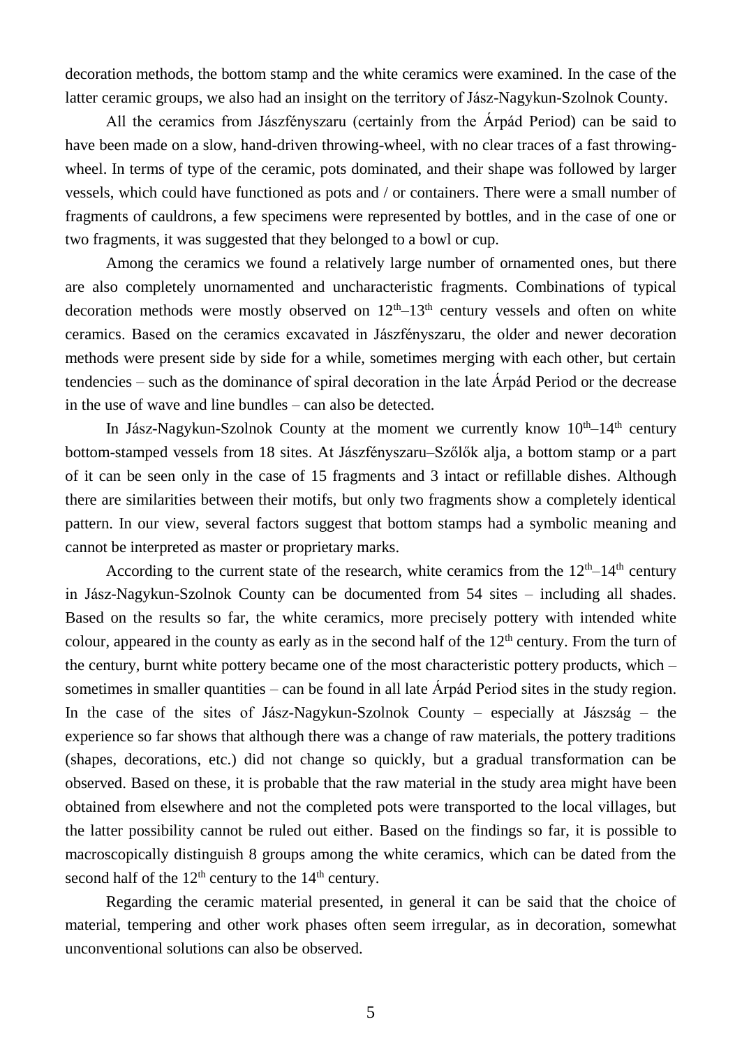decoration methods, the bottom stamp and the white ceramics were examined. In the case of the latter ceramic groups, we also had an insight on the territory of Jász-Nagykun-Szolnok County.

All the ceramics from Jászfényszaru (certainly from the Árpád Period) can be said to have been made on a slow, hand-driven throwing-wheel, with no clear traces of a fast throwing-wheel. In terms of type of the ceramic, pots dominated, and their shape was followed by larger vessels, which could have functioned as pots and / or containers. There were a small number of fragments of cauldrons, a few specimens were represented by bottles, and in the case of one or two fragments, it was suggested that they belonged to a bowl or cup.

Among the ceramics we found a relatively large number of ornamented ones, but there are also completely unornamented and uncharacteristic fragments. Combinations of typical decoration methods were mostly observed on 12th–13th century vessels and often on white ceramics. Based on the ceramics excavated in Jászfényszaru, the older and newer decoration methods were present side by side for a while, sometimes merging with each other, but certain tendencies – such as the dominance of spiral decoration in the late Árpád Period or the decrease in the use of wave and line bundles – can also be detected.

In Jász-Nagykun-Szolnok County at the moment we currently know 10th–14th century bottom-stamped vessels from 18 sites. At Jászfényszaru–Szőlők alja, a bottom stamp or a part of it can be seen only in the case of 15 fragments and 3 intact or refillable dishes. Although there are similarities between their motifs, but only two fragments show a completely identical pattern. In our view, several factors suggest that bottom stamps had a symbolic meaning and cannot be interpreted as master or proprietary marks.

According to the current state of the research, white ceramics from the 12th–14th century in Jász-Nagykun-Szolnok County can be documented from 54 sites – including all shades. Based on the results so far, the white ceramics, more precisely pottery with intended white colour, appeared in the county as early as in the second half of the 12th century. From the turn of the century, burnt white pottery became one of the most characteristic pottery products, which – sometimes in smaller quantities – can be found in all late Árpád Period sites in the study region. In the case of the sites of Jász-Nagykun-Szolnok County – especially at Jászság – the experience so far shows that although there was a change of raw materials, the pottery traditions (shapes, decorations, etc.) did not change so quickly, but a gradual transformation can be observed. Based on these, it is probable that the raw material in the study area might have been obtained from elsewhere and not the completed pots were transported to the local villages, but the latter possibility cannot be ruled out either. Based on the findings so far, it is possible to macroscopically distinguish 8 groups among the white ceramics, which can be dated from the second half of the 12th century to the 14th century.

Regarding the ceramic material presented, in general it can be said that the choice of material, tempering and other work phases often seem irregular, as in decoration, somewhat unconventional solutions can also be observed.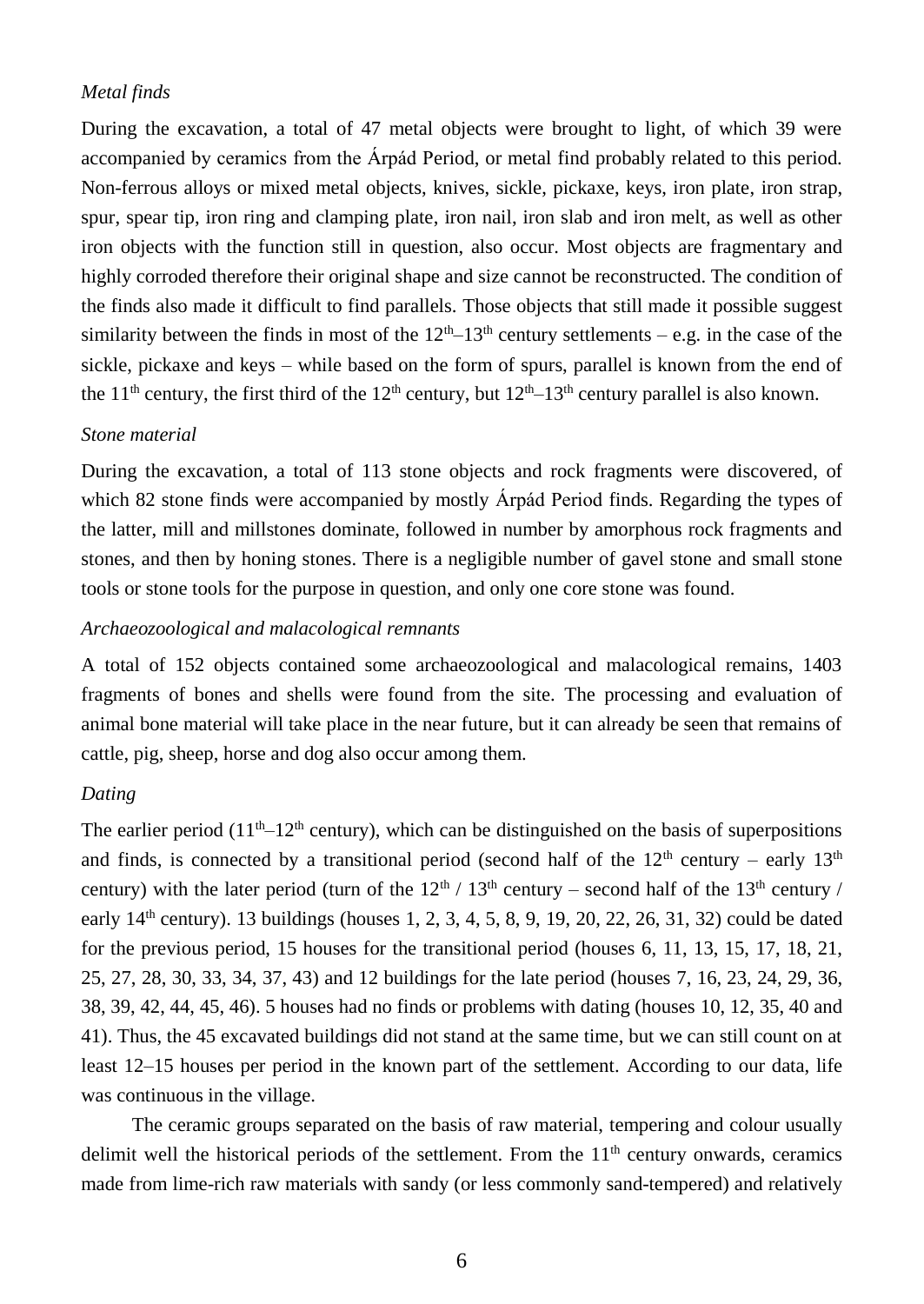*Metal finds*

During the excavation, a total of 47 metal objects were brought to light, of which 39 were accompanied by ceramics from the Árpád Period, or metal find probably related to this period. Non-ferrous alloys or mixed metal objects, knives, sickle, pickaxe, keys, iron plate, iron strap, spur, spear tip, iron ring and clamping plate, iron nail, iron slab and iron melt, as well as other iron objects with the function still in question, also occur. Most objects are fragmentary and highly corroded therefore their original shape and size cannot be reconstructed. The condition of the finds also made it difficult to find parallels. Those objects that still made it possible suggest similarity between the finds in most of the $12^{th}$–$13^{th}$ century settlements – e.g. in the case of the sickle, pickaxe and keys – while based on the form of spurs, parallel is known from the end of the $11^{th}$ century, the first third of the $12^{th}$ century, but $12^{th}$–$13^{th}$ century parallel is also known.

*Stone material*

During the excavation, a total of 113 stone objects and rock fragments were discovered, of which 82 stone finds were accompanied by mostly Árpád Period finds. Regarding the types of the latter, mill and millstones dominate, followed in number by amorphous rock fragments and stones, and then by honing stones. There is a negligible number of gavel stone and small stone tools or stone tools for the purpose in question, and only one core stone was found.

*Archaeozoological and malacological remnants*

A total of 152 objects contained some archaeozoological and malacological remains, 1403 fragments of bones and shells were found from the site. The processing and evaluation of animal bone material will take place in the near future, but it can already be seen that remains of cattle, pig, sheep, horse and dog also occur among them.

*Dating*

The earlier period ($11^{th}$–$12^{th}$ century), which can be distinguished on the basis of superpositions and finds, is connected by a transitional period (second half of the $12^{th}$ century – early $13^{th}$ century) with the later period (turn of the $12^{th}$ / $13^{th}$ century – second half of the $13^{th}$ century / early $14^{th}$ century). 13 buildings (houses 1, 2, 3, 4, 5, 8, 9, 19, 20, 22, 26, 31, 32) could be dated for the previous period, 15 houses for the transitional period (houses 6, 11, 13, 15, 17, 18, 21, 25, 27, 28, 30, 33, 34, 37, 43) and 12 buildings for the late period (houses 7, 16, 23, 24, 29, 36, 38, 39, 42, 44, 45, 46). 5 houses had no finds or problems with dating (houses 10, 12, 35, 40 and 41). Thus, the 45 excavated buildings did not stand at the same time, but we can still count on at least 12–15 houses per period in the known part of the settlement. According to our data, life was continuous in the village.

The ceramic groups separated on the basis of raw material, tempering and colour usually delimit well the historical periods of the settlement. From the $11^{th}$ century onwards, ceramics made from lime-rich raw materials with sandy (or less commonly sand-tempered) and relatively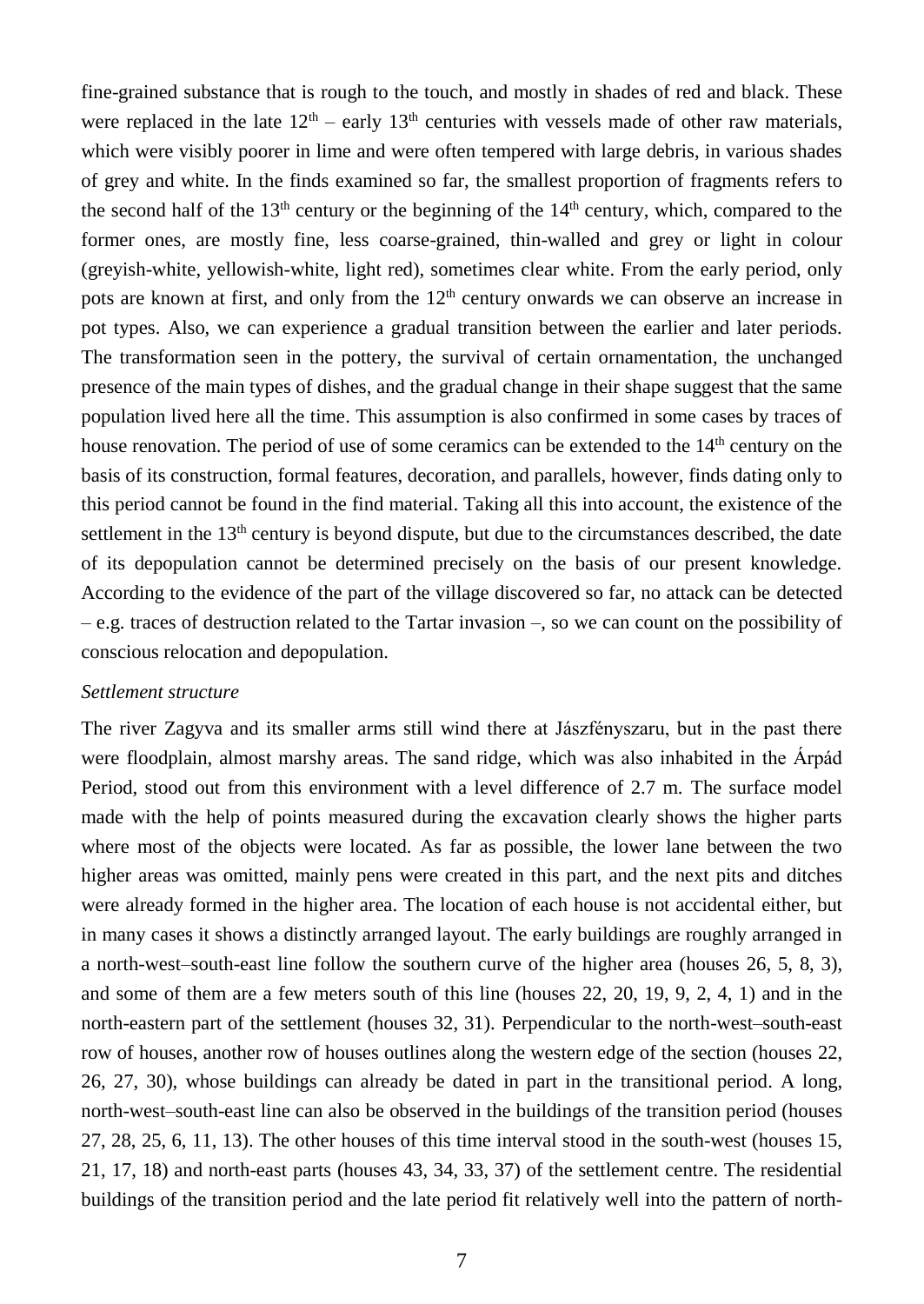fine-grained substance that is rough to the touch, and mostly in shades of red and black. These were replaced in the late $12^{th}$ – early $13^{th}$ centuries with vessels made of other raw materials, which were visibly poorer in lime and were often tempered with large debris, in various shades of grey and white. In the finds examined so far, the smallest proportion of fragments refers to the second half of the $13^{th}$ century or the beginning of the $14^{th}$ century, which, compared to the former ones, are mostly fine, less coarse-grained, thin-walled and grey or light in colour (greyish-white, yellowish-white, light red), sometimes clear white. From the early period, only pots are known at first, and only from the $12^{th}$ century onwards we can observe an increase in pot types. Also, we can experience a gradual transition between the earlier and later periods. The transformation seen in the pottery, the survival of certain ornamentation, the unchanged presence of the main types of dishes, and the gradual change in their shape suggest that the same population lived here all the time. This assumption is also confirmed in some cases by traces of house renovation. The period of use of some ceramics can be extended to the $14^{th}$ century on the basis of its construction, formal features, decoration, and parallels, however, finds dating only to this period cannot be found in the find material. Taking all this into account, the existence of the settlement in the $13^{th}$ century is beyond dispute, but due to the circumstances described, the date of its depopulation cannot be determined precisely on the basis of our present knowledge. According to the evidence of the part of the village discovered so far, no attack can be detected – e.g. traces of destruction related to the Tartar invasion –, so we can count on the possibility of conscious relocation and depopulation.

*Settlement structure*

The river Zagyva and its smaller arms still wind there at Jászfényszaru, but in the past there were floodplain, almost marshy areas. The sand ridge, which was also inhabited in the Árpád Period, stood out from this environment with a level difference of 2.7 m. The surface model made with the help of points measured during the excavation clearly shows the higher parts where most of the objects were located. As far as possible, the lower lane between the two higher areas was omitted, mainly pens were created in this part, and the next pits and ditches were already formed in the higher area. The location of each house is not accidental either, but in many cases it shows a distinctly arranged layout. The early buildings are roughly arranged in a north-west–south-east line follow the southern curve of the higher area (houses 26, 5, 8, 3), and some of them are a few meters south of this line (houses 22, 20, 19, 9, 2, 4, 1) and in the north-eastern part of the settlement (houses 32, 31). Perpendicular to the north-west–south-east row of houses, another row of houses outlines along the western edge of the section (houses 22, 26, 27, 30), whose buildings can already be dated in part in the transitional period. A long, north-west–south-east line can also be observed in the buildings of the transition period (houses 27, 28, 25, 6, 11, 13). The other houses of this time interval stood in the south-west (houses 15, 21, 17, 18) and north-east parts (houses 43, 34, 33, 37) of the settlement centre. The residential buildings of the transition period and the late period fit relatively well into the pattern of north-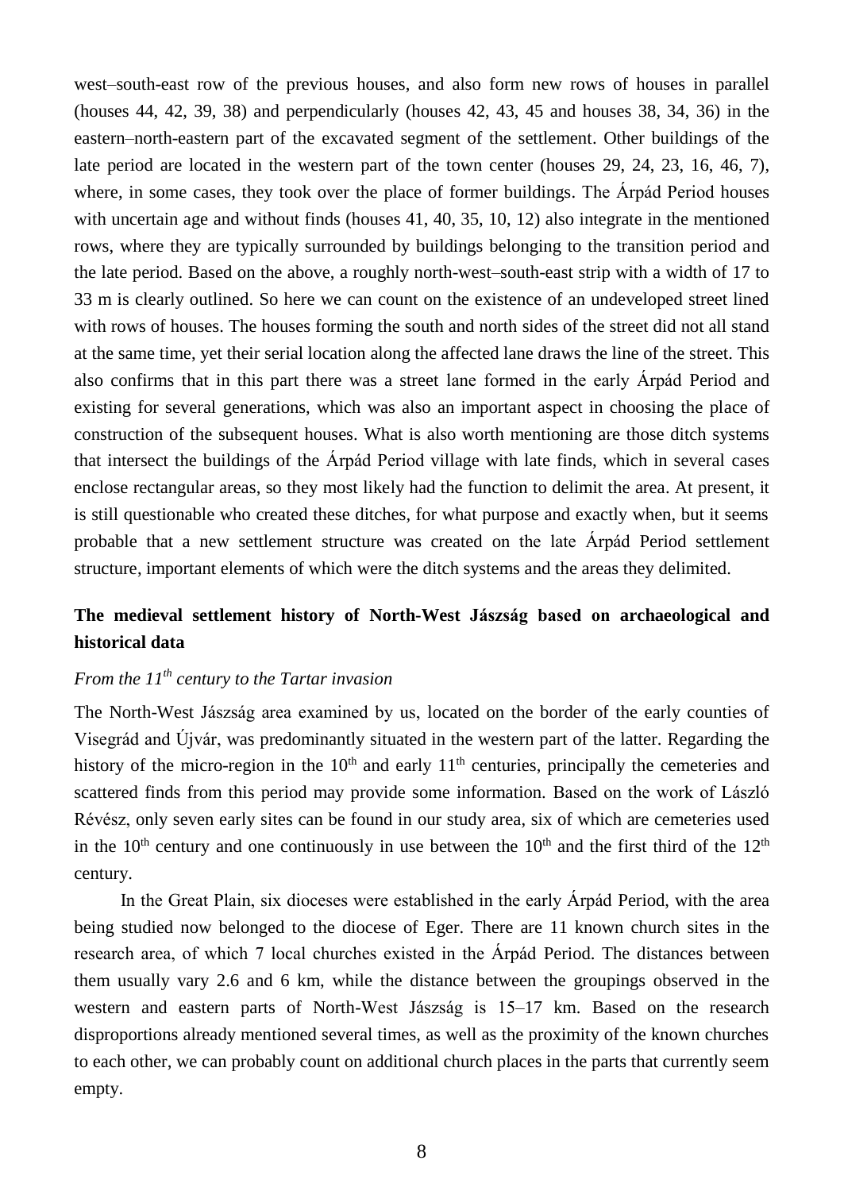west–south-east row of the previous houses, and also form new rows of houses in parallel (houses 44, 42, 39, 38) and perpendicularly (houses 42, 43, 45 and houses 38, 34, 36) in the eastern–north-eastern part of the excavated segment of the settlement. Other buildings of the late period are located in the western part of the town center (houses 29, 24, 23, 16, 46, 7), where, in some cases, they took over the place of former buildings. The Árpád Period houses with uncertain age and without finds (houses 41, 40, 35, 10, 12) also integrate in the mentioned rows, where they are typically surrounded by buildings belonging to the transition period and the late period. Based on the above, a roughly north-west–south-east strip with a width of 17 to 33 m is clearly outlined. So here we can count on the existence of an undeveloped street lined with rows of houses. The houses forming the south and north sides of the street did not all stand at the same time, yet their serial location along the affected lane draws the line of the street. This also confirms that in this part there was a street lane formed in the early Árpád Period and existing for several generations, which was also an important aspect in choosing the place of construction of the subsequent houses. What is also worth mentioning are those ditch systems that intersect the buildings of the Árpád Period village with late finds, which in several cases enclose rectangular areas, so they most likely had the function to delimit the area. At present, it is still questionable who created these ditches, for what purpose and exactly when, but it seems probable that a new settlement structure was created on the late Árpád Period settlement structure, important elements of which were the ditch systems and the areas they delimited.

## The medieval settlement history of North-West Jászság based on archaeological and historical data

### *From the 11th century to the Tartar invasion*

The North-West Jászság area examined by us, located on the border of the early counties of Visegrád and Újvár, was predominantly situated in the western part of the latter. Regarding the history of the micro-region in the 10th and early 11th centuries, principally the cemeteries and scattered finds from this period may provide some information. Based on the work of László Révész, only seven early sites can be found in our study area, six of which are cemeteries used in the 10th century and one continuously in use between the 10th and the first third of the 12th century.

In the Great Plain, six dioceses were established in the early Árpád Period, with the area being studied now belonged to the diocese of Eger. There are 11 known church sites in the research area, of which 7 local churches existed in the Árpád Period. The distances between them usually vary 2.6 and 6 km, while the distance between the groupings observed in the western and eastern parts of North-West Jászság is 15–17 km. Based on the research disproportions already mentioned several times, as well as the proximity of the known churches to each other, we can probably count on additional church places in the parts that currently seem empty.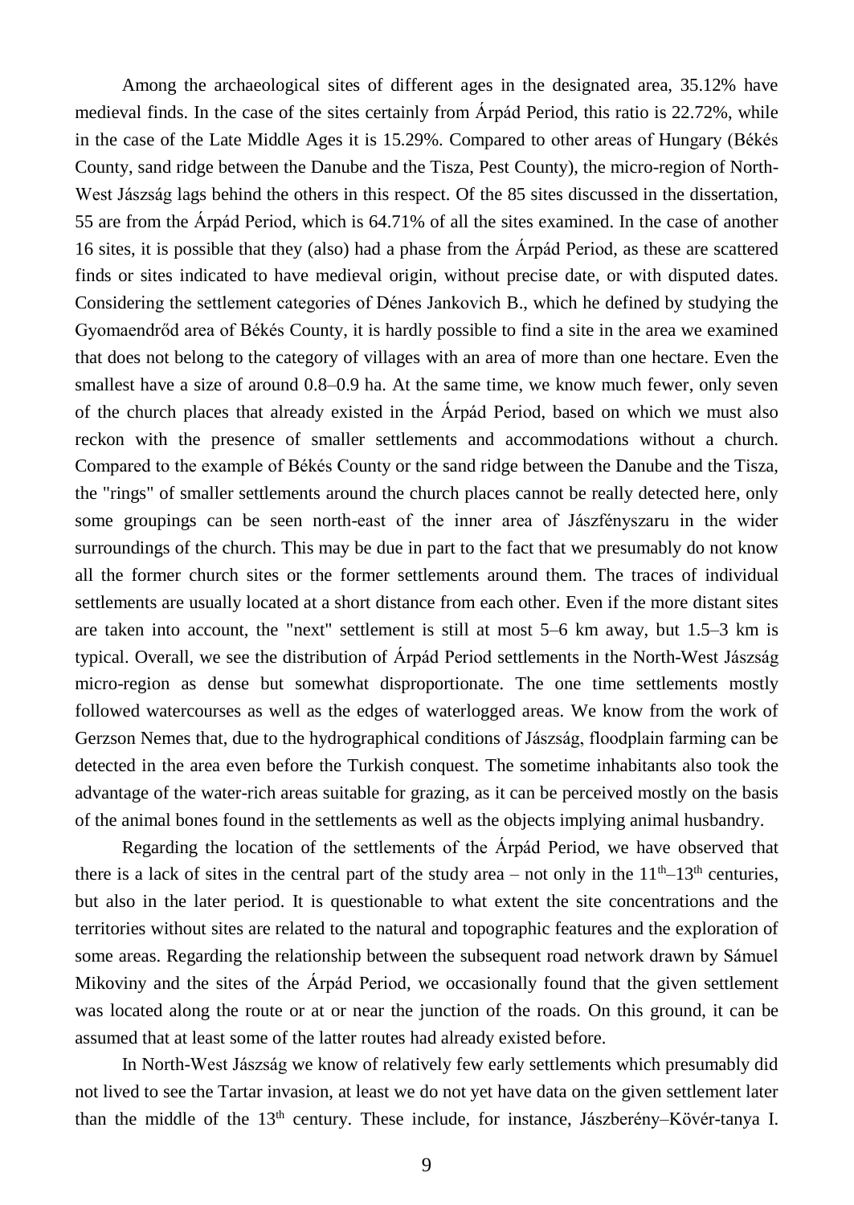Among the archaeological sites of different ages in the designated area, 35.12% have medieval finds. In the case of the sites certainly from Árpád Period, this ratio is 22.72%, while in the case of the Late Middle Ages it is 15.29%. Compared to other areas of Hungary (Békés County, sand ridge between the Danube and the Tisza, Pest County), the micro-region of North-West Jászság lags behind the others in this respect. Of the 85 sites discussed in the dissertation, 55 are from the Árpád Period, which is 64.71% of all the sites examined. In the case of another 16 sites, it is possible that they (also) had a phase from the Árpád Period, as these are scattered finds or sites indicated to have medieval origin, without precise date, or with disputed dates. Considering the settlement categories of Dénes Jankovich B., which he defined by studying the Gyomaendrőd area of Békés County, it is hardly possible to find a site in the area we examined that does not belong to the category of villages with an area of more than one hectare. Even the smallest have a size of around 0.8–0.9 ha. At the same time, we know much fewer, only seven of the church places that already existed in the Árpád Period, based on which we must also reckon with the presence of smaller settlements and accommodations without a church. Compared to the example of Békés County or the sand ridge between the Danube and the Tisza, the "rings" of smaller settlements around the church places cannot be really detected here, only some groupings can be seen north-east of the inner area of Jászfényszaru in the wider surroundings of the church. This may be due in part to the fact that we presumably do not know all the former church sites or the former settlements around them. The traces of individual settlements are usually located at a short distance from each other. Even if the more distant sites are taken into account, the "next" settlement is still at most 5–6 km away, but 1.5–3 km is typical. Overall, we see the distribution of Árpád Period settlements in the North-West Jászság micro-region as dense but somewhat disproportionate. The one time settlements mostly followed watercourses as well as the edges of waterlogged areas. We know from the work of Gerzson Nemes that, due to the hydrographical conditions of Jászság, floodplain farming can be detected in the area even before the Turkish conquest. The sometime inhabitants also took the advantage of the water-rich areas suitable for grazing, as it can be perceived mostly on the basis of the animal bones found in the settlements as well as the objects implying animal husbandry.

Regarding the location of the settlements of the Árpád Period, we have observed that there is a lack of sites in the central part of the study area – not only in the 11th–13th centuries, but also in the later period. It is questionable to what extent the site concentrations and the territories without sites are related to the natural and topographic features and the exploration of some areas. Regarding the relationship between the subsequent road network drawn by Sámuel Mikoviny and the sites of the Árpád Period, we occasionally found that the given settlement was located along the route or at or near the junction of the roads. On this ground, it can be assumed that at least some of the latter routes had already existed before.

In North-West Jászság we know of relatively few early settlements which presumably did not lived to see the Tartar invasion, at least we do not yet have data on the given settlement later than the middle of the 13th century. These include, for instance, Jászberény–Kövér-tanya I.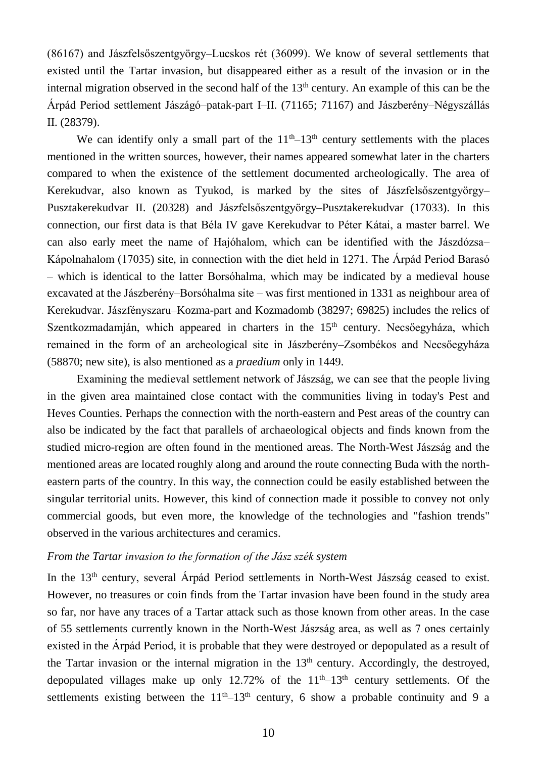(86167) and Jászfelsőszentgyörgy–Lucskos rét (36099). We know of several settlements that existed until the Tartar invasion, but disappeared either as a result of the invasion or in the internal migration observed in the second half of the 13th century. An example of this can be the Árpád Period settlement Jászágó–patak-part I–II. (71165; 71167) and Jászberény–Négyszállás II. (28379).

We can identify only a small part of the 11th–13th century settlements with the places mentioned in the written sources, however, their names appeared somewhat later in the charters compared to when the existence of the settlement documented archeologically. The area of Kerekudvar, also known as Tyukod, is marked by the sites of Jászfelsőszentgyörgy–Pusztakerekudvar II. (20328) and Jászfelsőszentgyörgy–Pusztakerekudvar (17033). In this connection, our first data is that Béla IV gave Kerekudvar to Péter Kátai, a master barrel. We can also early meet the name of Hajóhalom, which can be identified with the Jászdózsa–Kápolnahalom (17035) site, in connection with the diet held in 1271. The Árpád Period Barasó – which is identical to the latter Borsóhalma, which may be indicated by a medieval house excavated at the Jászberény–Borsóhalma site – was first mentioned in 1331 as neighbour area of Kerekudvar. Jászfényszaru–Kozma-part and Kozmadomb (38297; 69825) includes the relics of Szentkozmadamján, which appeared in charters in the 15th century. Necsőegyháza, which remained in the form of an archeological site in Jászberény–Zsombékos and Necsőegyháza (58870; new site), is also mentioned as a *praedium* only in 1449.

Examining the medieval settlement network of Jászság, we can see that the people living in the given area maintained close contact with the communities living in today's Pest and Heves Counties. Perhaps the connection with the north-eastern and Pest areas of the country can also be indicated by the fact that parallels of archaeological objects and finds known from the studied micro-region are often found in the mentioned areas. The North-West Jászság and the mentioned areas are located roughly along and around the route connecting Buda with the north-eastern parts of the country. In this way, the connection could be easily established between the singular territorial units. However, this kind of connection made it possible to convey not only commercial goods, but even more, the knowledge of the technologies and "fashion trends" observed in the various architectures and ceramics.

*From the Tartar invasion to the formation of the Jász szék system*

In the 13th century, several Árpád Period settlements in North-West Jászság ceased to exist. However, no treasures or coin finds from the Tartar invasion have been found in the study area so far, nor have any traces of a Tartar attack such as those known from other areas. In the case of 55 settlements currently known in the North-West Jászság area, as well as 7 ones certainly existed in the Árpád Period, it is probable that they were destroyed or depopulated as a result of the Tartar invasion or the internal migration in the 13th century. Accordingly, the destroyed, depopulated villages make up only 12.72% of the 11th–13th century settlements. Of the settlements existing between the 11th–13th century, 6 show a probable continuity and 9 a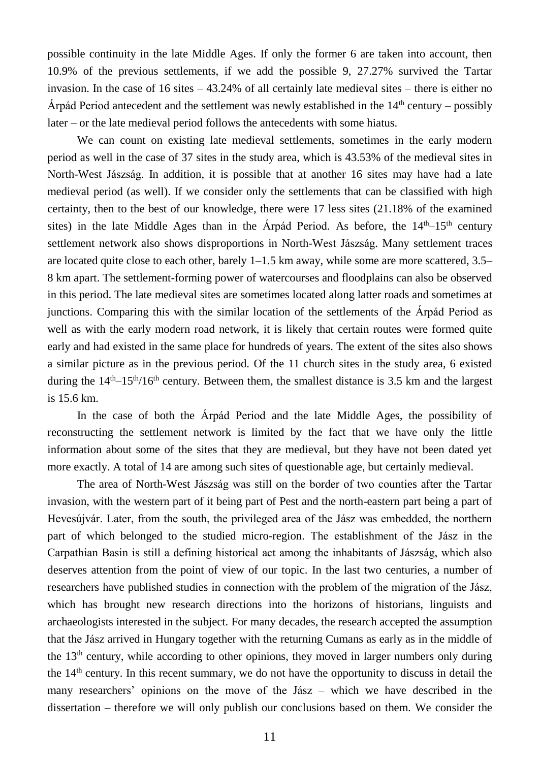possible continuity in the late Middle Ages. If only the former 6 are taken into account, then 10.9% of the previous settlements, if we add the possible 9, 27.27% survived the Tartar invasion. In the case of 16 sites – 43.24% of all certainly late medieval sites – there is either no Árpád Period antecedent and the settlement was newly established in the 14th century – possibly later – or the late medieval period follows the antecedents with some hiatus.

We can count on existing late medieval settlements, sometimes in the early modern period as well in the case of 37 sites in the study area, which is 43.53% of the medieval sites in North-West Jászság. In addition, it is possible that at another 16 sites may have had a late medieval period (as well). If we consider only the settlements that can be classified with high certainty, then to the best of our knowledge, there were 17 less sites (21.18% of the examined sites) in the late Middle Ages than in the Árpád Period. As before, the 14th–15th century settlement network also shows disproportions in North-West Jászság. Many settlement traces are located quite close to each other, barely 1–1.5 km away, while some are more scattered, 3.5–8 km apart. The settlement-forming power of watercourses and floodplains can also be observed in this period. The late medieval sites are sometimes located along latter roads and sometimes at junctions. Comparing this with the similar location of the settlements of the Árpád Period as well as with the early modern road network, it is likely that certain routes were formed quite early and had existed in the same place for hundreds of years. The extent of the sites also shows a similar picture as in the previous period. Of the 11 church sites in the study area, 6 existed during the 14th–15th/16th century. Between them, the smallest distance is 3.5 km and the largest is 15.6 km.

In the case of both the Árpád Period and the late Middle Ages, the possibility of reconstructing the settlement network is limited by the fact that we have only the little information about some of the sites that they are medieval, but they have not been dated yet more exactly. A total of 14 are among such sites of questionable age, but certainly medieval.

The area of North-West Jászság was still on the border of two counties after the Tartar invasion, with the western part of it being part of Pest and the north-eastern part being a part of Hevesújvár. Later, from the south, the privileged area of the Jász was embedded, the northern part of which belonged to the studied micro-region. The establishment of the Jász in the Carpathian Basin is still a defining historical act among the inhabitants of Jászság, which also deserves attention from the point of view of our topic. In the last two centuries, a number of researchers have published studies in connection with the problem of the migration of the Jász, which has brought new research directions into the horizons of historians, linguists and archaeologists interested in the subject. For many decades, the research accepted the assumption that the Jász arrived in Hungary together with the returning Cumans as early as in the middle of the 13th century, while according to other opinions, they moved in larger numbers only during the 14th century. In this recent summary, we do not have the opportunity to discuss in detail the many researchers' opinions on the move of the Jász – which we have described in the dissertation – therefore we will only publish our conclusions based on them. We consider the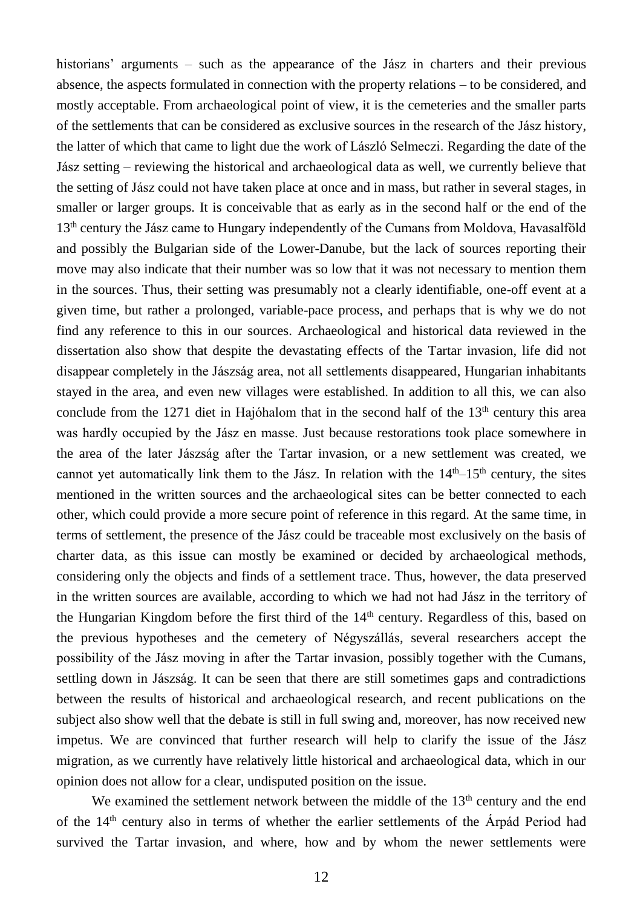historians' arguments – such as the appearance of the Jász in charters and their previous absence, the aspects formulated in connection with the property relations – to be considered, and mostly acceptable. From archaeological point of view, it is the cemeteries and the smaller parts of the settlements that can be considered as exclusive sources in the research of the Jász history, the latter of which that came to light due the work of László Selmeczi. Regarding the date of the Jász setting – reviewing the historical and archaeological data as well, we currently believe that the setting of Jász could not have taken place at once and in mass, but rather in several stages, in smaller or larger groups. It is conceivable that as early as in the second half or the end of the 13th century the Jász came to Hungary independently of the Cumans from Moldova, Havasalföld and possibly the Bulgarian side of the Lower-Danube, but the lack of sources reporting their move may also indicate that their number was so low that it was not necessary to mention them in the sources. Thus, their setting was presumably not a clearly identifiable, one-off event at a given time, but rather a prolonged, variable-pace process, and perhaps that is why we do not find any reference to this in our sources. Archaeological and historical data reviewed in the dissertation also show that despite the devastating effects of the Tartar invasion, life did not disappear completely in the Jászság area, not all settlements disappeared, Hungarian inhabitants stayed in the area, and even new villages were established. In addition to all this, we can also conclude from the 1271 diet in Hajóhalom that in the second half of the 13th century this area was hardly occupied by the Jász en masse. Just because restorations took place somewhere in the area of the later Jászság after the Tartar invasion, or a new settlement was created, we cannot yet automatically link them to the Jász. In relation with the 14th–15th century, the sites mentioned in the written sources and the archaeological sites can be better connected to each other, which could provide a more secure point of reference in this regard. At the same time, in terms of settlement, the presence of the Jász could be traceable most exclusively on the basis of charter data, as this issue can mostly be examined or decided by archaeological methods, considering only the objects and finds of a settlement trace. Thus, however, the data preserved in the written sources are available, according to which we had not had Jász in the territory of the Hungarian Kingdom before the first third of the 14th century. Regardless of this, based on the previous hypotheses and the cemetery of Négyszállás, several researchers accept the possibility of the Jász moving in after the Tartar invasion, possibly together with the Cumans, settling down in Jászság. It can be seen that there are still sometimes gaps and contradictions between the results of historical and archaeological research, and recent publications on the subject also show well that the debate is still in full swing and, moreover, has now received new impetus. We are convinced that further research will help to clarify the issue of the Jász migration, as we currently have relatively little historical and archaeological data, which in our opinion does not allow for a clear, undisputed position on the issue.

We examined the settlement network between the middle of the 13th century and the end of the 14th century also in terms of whether the earlier settlements of the Árpád Period had survived the Tartar invasion, and where, how and by whom the newer settlements were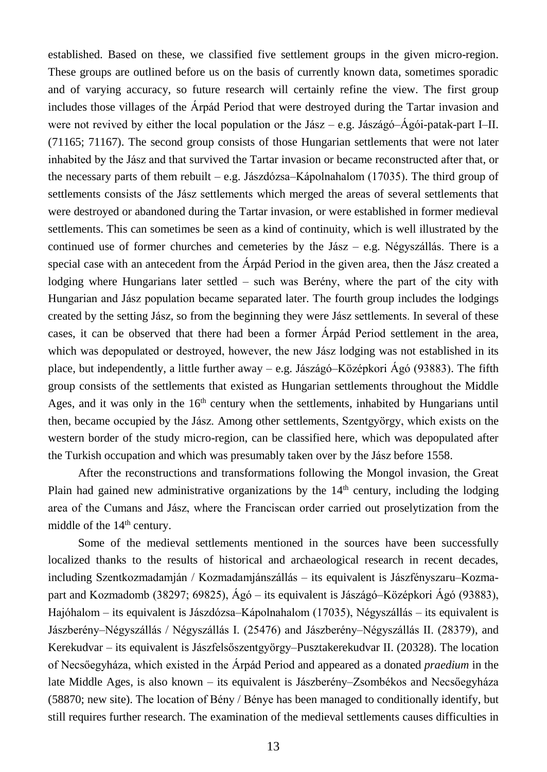established. Based on these, we classified five settlement groups in the given micro-region. These groups are outlined before us on the basis of currently known data, sometimes sporadic and of varying accuracy, so future research will certainly refine the view. The first group includes those villages of the Árpád Period that were destroyed during the Tartar invasion and were not revived by either the local population or the Jász – e.g. Jászágó–Ágói-patak-part I–II. (71165; 71167). The second group consists of those Hungarian settlements that were not later inhabited by the Jász and that survived the Tartar invasion or became reconstructed after that, or the necessary parts of them rebuilt – e.g. Jászdózsa–Kápolnahalom (17035). The third group of settlements consists of the Jász settlements which merged the areas of several settlements that were destroyed or abandoned during the Tartar invasion, or were established in former medieval settlements. This can sometimes be seen as a kind of continuity, which is well illustrated by the continued use of former churches and cemeteries by the Jász – e.g. Négyszállás. There is a special case with an antecedent from the Árpád Period in the given area, then the Jász created a lodging where Hungarians later settled – such was Berény, where the part of the city with Hungarian and Jász population became separated later. The fourth group includes the lodgings created by the setting Jász, so from the beginning they were Jász settlements. In several of these cases, it can be observed that there had been a former Árpád Period settlement in the area, which was depopulated or destroyed, however, the new Jász lodging was not established in its place, but independently, a little further away – e.g. Jászágó–Középkori Ágó (93883). The fifth group consists of the settlements that existed as Hungarian settlements throughout the Middle Ages, and it was only in the 16th century when the settlements, inhabited by Hungarians until then, became occupied by the Jász. Among other settlements, Szentgyörgy, which exists on the western border of the study micro-region, can be classified here, which was depopulated after the Turkish occupation and which was presumably taken over by the Jász before 1558.

After the reconstructions and transformations following the Mongol invasion, the Great Plain had gained new administrative organizations by the 14th century, including the lodging area of the Cumans and Jász, where the Franciscan order carried out proselytization from the middle of the 14th century.

Some of the medieval settlements mentioned in the sources have been successfully localized thanks to the results of historical and archaeological research in recent decades, including Szentkozmadamján / Kozmadamjánszállás – its equivalent is Jászfényszaru–Kozma-part and Kozmadomb (38297; 69825), Ágó – its equivalent is Jászágó–Középkori Ágó (93883), Hajóhalom – its equivalent is Jászdózsa–Kápolnahalom (17035), Négyszállás – its equivalent is Jászberény–Négyszállás / Négyszállás I. (25476) and Jászberény–Négyszállás II. (28379), and Kerekudvar – its equivalent is Jászfelsőszentgyörgy–Pusztakerekudvar II. (20328). The location of Necsőegyháza, which existed in the Árpád Period and appeared as a donated *praedium* in the late Middle Ages, is also known – its equivalent is Jászberény–Zsombékos and Necsőegyháza (58870; new site). The location of Bény / Bénye has been managed to conditionally identify, but still requires further research. The examination of the medieval settlements causes difficulties in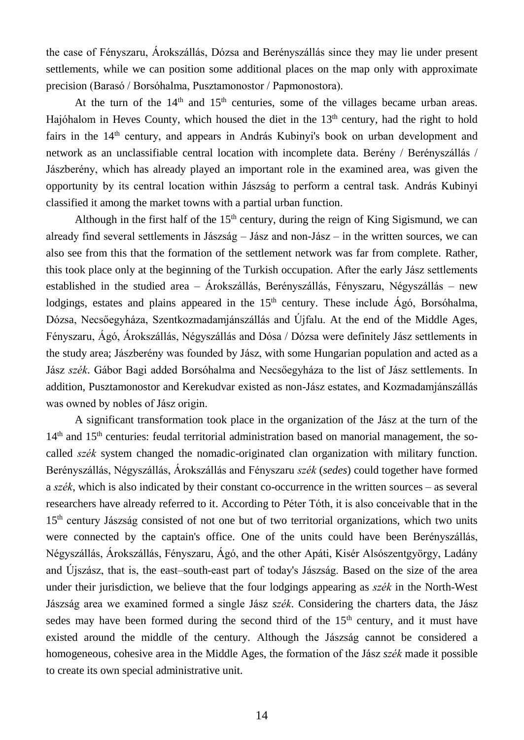the case of Fényszaru, Árokszállás, Dózsa and Berényszállás since they may lie under present settlements, while we can position some additional places on the map only with approximate precision (Barasó / Borsóhalma, Pusztamonostor / Papmonostora).

At the turn of the 14th and 15th centuries, some of the villages became urban areas. Hajóhalom in Heves County, which housed the diet in the 13th century, had the right to hold fairs in the 14th century, and appears in András Kubinyi's book on urban development and network as an unclassifiable central location with incomplete data. Berény / Berényszállás / Jászberény, which has already played an important role in the examined area, was given the opportunity by its central location within Jászság to perform a central task. András Kubinyi classified it among the market towns with a partial urban function.

Although in the first half of the 15th century, during the reign of King Sigismund, we can already find several settlements in Jászság – Jász and non-Jász – in the written sources, we can also see from this that the formation of the settlement network was far from complete. Rather, this took place only at the beginning of the Turkish occupation. After the early Jász settlements established in the studied area – Árokszállás, Berényszállás, Fényszaru, Négyszállás – new lodgings, estates and plains appeared in the 15th century. These include Ágó, Borsóhalma, Dózsa, Necsőegyháza, Szentkozmadamjánszállás and Újfalu. At the end of the Middle Ages, Fényszaru, Ágó, Árokszállás, Négyszállás and Dósa / Dózsa were definitely Jász settlements in the study area; Jászberény was founded by Jász, with some Hungarian population and acted as a Jász *szék*. Gábor Bagi added Borsóhalma and Necsőegyháza to the list of Jász settlements. In addition, Pusztamonostor and Kerekudvar existed as non-Jász estates, and Kozmadamjánszállás was owned by nobles of Jász origin.

A significant transformation took place in the organization of the Jász at the turn of the 14th and 15th centuries: feudal territorial administration based on manorial management, the so-called *szék* system changed the nomadic-originated clan organization with military function. Berényszállás, Négyszállás, Árokszállás and Fényszaru *szék* (*sedes*) could together have formed a *szék*, which is also indicated by their constant co-occurrence in the written sources – as several researchers have already referred to it. According to Péter Tóth, it is also conceivable that in the 15th century Jászság consisted of not one but of two territorial organizations, which two units were connected by the captain's office. One of the units could have been Berényszállás, Négyszállás, Árokszállás, Fényszaru, Ágó, and the other Apáti, Kisér Alsószentgyörgy, Ladány and Újszász, that is, the east–south-east part of today's Jászság. Based on the size of the area under their jurisdiction, we believe that the four lodgings appearing as *szék* in the North-West Jászság area we examined formed a single Jász *szék*. Considering the charters data, the Jász sedes may have been formed during the second third of the 15th century, and it must have existed around the middle of the century. Although the Jászság cannot be considered a homogeneous, cohesive area in the Middle Ages, the formation of the Jász *szék* made it possible to create its own special administrative unit.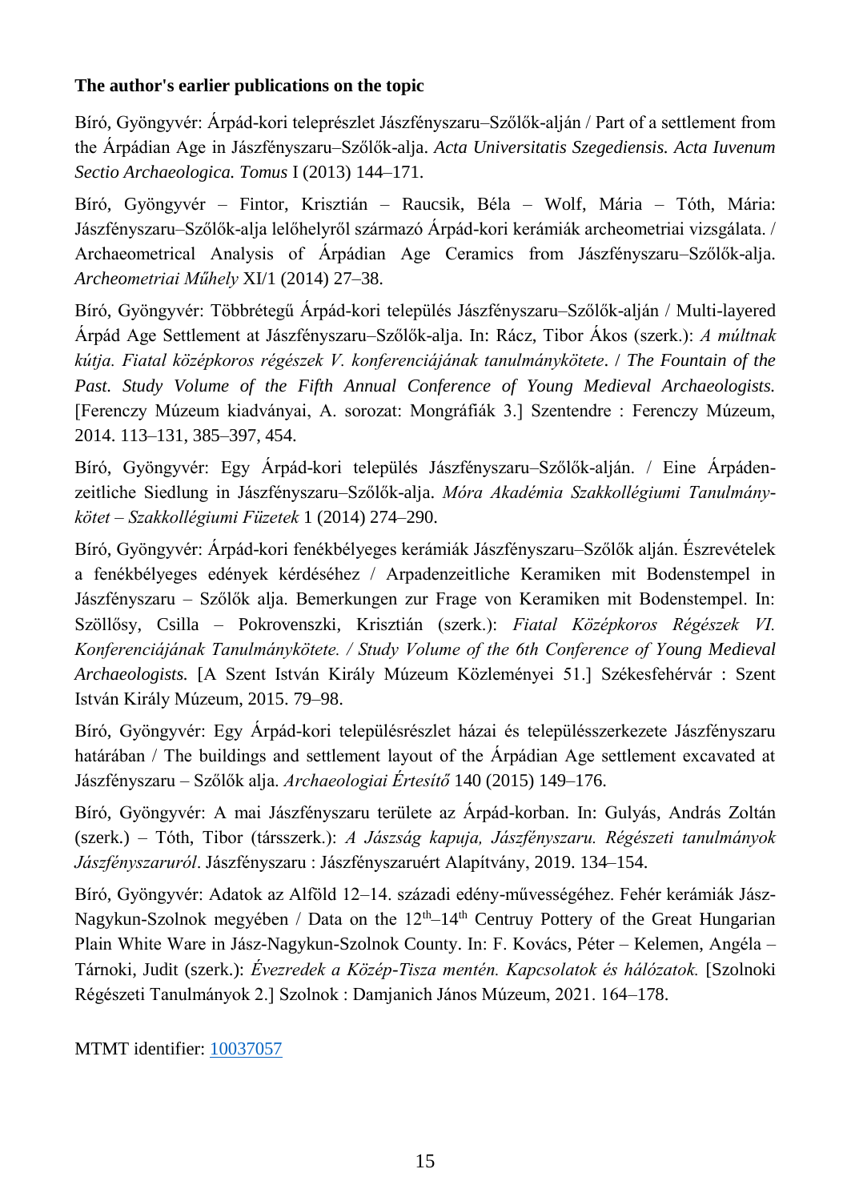**The author's earlier publications on the topic**

Bíró, Gyöngyvér: Árpád-kori teleprészlet Jászfényszaru–Szőlők-alján / Part of a settlement from the Árpádian Age in Jászfényszaru–Szőlők-alja. *Acta Universitatis Szegediensis. Acta Iuvenum Sectio Archaeologica. Tomus* I (2013) 144–171.

Bíró, Gyöngyvér – Fintor, Krisztián – Raucsik, Béla – Wolf, Mária – Tóth, Mária: Jászfényszaru–Szőlők-alja lelőhelyről származó Árpád-kori kerámiák archeometriai vizsgálata. / Archaeometrical Analysis of Árpádian Age Ceramics from Jászfényszaru–Szőlők-alja. *Archeometriai Műhely* XI/1 (2014) 27–38.

Bíró, Gyöngyvér: Többrétegű Árpád-kori település Jászfényszaru–Szőlők-alján / Multi-layered Árpád Age Settlement at Jászfényszaru–Szőlők-alja. In: Rácz, Tibor Ákos (szerk.): *A múltnak kútja. Fiatal középkoros régészek V. konferenciájának tanulmánykötete*. / *The Fountain of the Past. Study Volume of the Fifth Annual Conference of Young Medieval Archaeologists.* [Ferenczy Múzeum kiadványai, A. sorozat: Mongráfiák 3.] Szentendre : Ferenczy Múzeum, 2014. 113–131, 385–397, 454.

Bíró, Gyöngyvér: Egy Árpád-kori település Jászfényszaru–Szőlők-alján. / Eine Árpádenzeitliche Siedlung in Jászfényszaru–Szőlők-alja. *Móra Akadémia Szakkollégiumi Tanulmánykötet – Szakkollégiumi Füzetek* 1 (2014) 274–290.

Bíró, Gyöngyvér: Árpád-kori fenékbélyeges kerámiák Jászfényszaru–Szőlők alján. Észrevételek a fenékbélyeges edények kérdéséhez / Arpadenzeitliche Keramiken mit Bodenstempel in Jászfényszaru – Szőlők alja. Bemerkungen zur Frage von Keramiken mit Bodenstempel. In: Szöllősy, Csilla – Pokrovenszki, Krisztián (szerk.): *Fiatal Középkoros Régészek VI. Konferenciájának Tanulmánykötete. / Study Volume of the 6th Conference of Young Medieval Archaeologists.* [A Szent István Király Múzeum Közleményei 51.] Székesfehérvár : Szent István Király Múzeum, 2015. 79–98.

Bíró, Gyöngyvér: Egy Árpád-kori településrészlet házai és településszerkezete Jászfényszaru határában / The buildings and settlement layout of the Árpádian Age settlement excavated at Jászfényszaru – Szőlők alja. *Archaeologiai Értesítő* 140 (2015) 149–176.

Bíró, Gyöngyvér: A mai Jászfényszaru területe az Árpád-korban. In: Gulyás, András Zoltán (szerk.) – Tóth, Tibor (társszerk.): *A Jászság kapuja, Jászfényszaru. Régészeti tanulmányok Jászfényszaruról*. Jászfényszaru : Jászfényszaruért Alapítvány, 2019. 134–154.

Bíró, Gyöngyvér: Adatok az Alföld 12–14. századi edény-művességéhez. Fehér kerámiák Jász-Nagykun-Szolnok megyében / Data on the $12^{th}$–$14^{th}$ Centruy Pottery of the Great Hungarian Plain White Ware in Jász-Nagykun-Szolnok County. In: F. Kovács, Péter – Kelemen, Angéla – Tárnoki, Judit (szerk.): *Évezredek a Közép-Tisza mentén. Kapcsolatok és hálózatok.* [Szolnoki Régészeti Tanulmányok 2.] Szolnok : Damjanich János Múzeum, 2021. 164–178.

MTMT identifier: 10037057